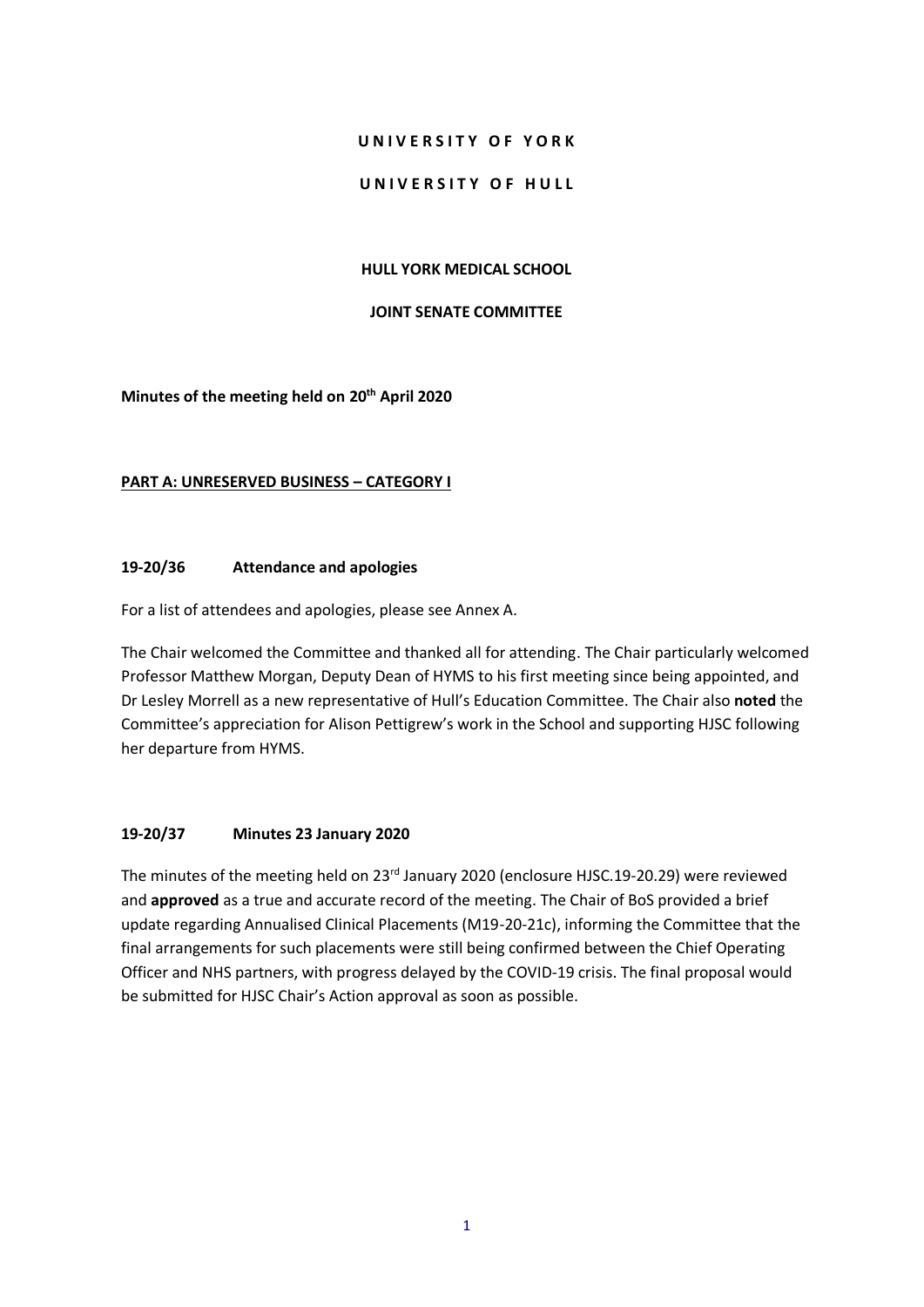**U N I V E R S I T Y  O F  Y O R K**

**U N I V E R S I T Y  O F  H U L L**

**HULL YORK MEDICAL SCHOOL**

**JOINT SENATE COMMITTEE**

**Minutes of the meeting held on 20th April 2020**

**PART A: UNRESERVED BUSINESS – CATEGORY I**

### 19-20/36 Attendance and apologies

For a list of attendees and apologies, please see Annex A.

The Chair welcomed the Committee and thanked all for attending. The Chair particularly welcomed Professor Matthew Morgan, Deputy Dean of HYMS to his first meeting since being appointed, and Dr Lesley Morrell as a new representative of Hull's Education Committee. The Chair also **noted** the Committee's appreciation for Alison Pettigrew's work in the School and supporting HJSC following her departure from HYMS.

### 19-20/37 Minutes 23 January 2020

The minutes of the meeting held on 23rd January 2020 (enclosure HJSC.19-20.29) were reviewed and **approved** as a true and accurate record of the meeting. The Chair of BoS provided a brief update regarding Annualised Clinical Placements (M19-20-21c), informing the Committee that the final arrangements for such placements were still being confirmed between the Chief Operating Officer and NHS partners, with progress delayed by the COVID-19 crisis. The final proposal would be submitted for HJSC Chair's Action approval as soon as possible.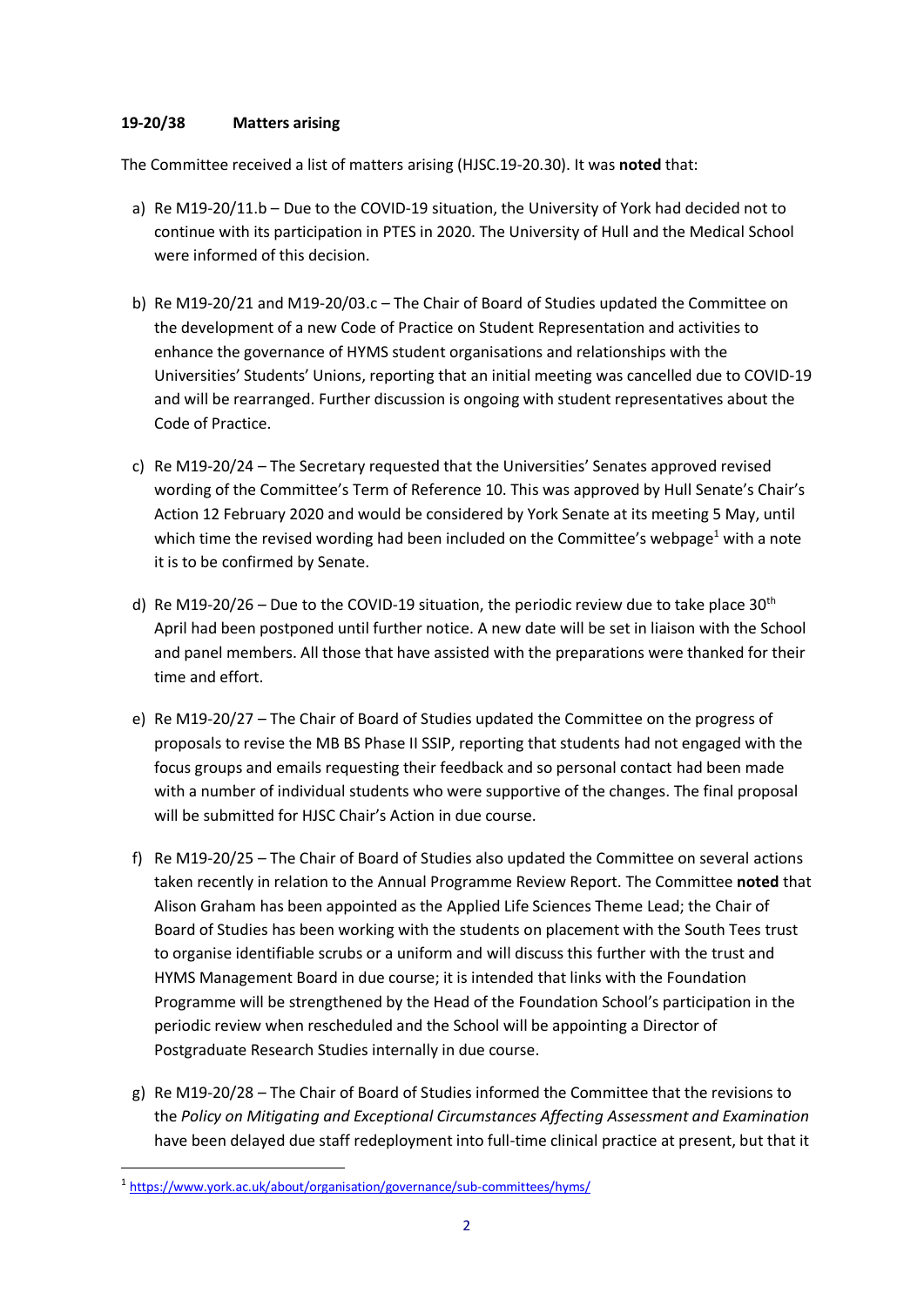**19-20/38 Matters arising**

The Committee received a list of matters arising (HJSC.19-20.30). It was **noted** that:

a) Re M19-20/11.b – Due to the COVID-19 situation, the University of York had decided not to continue with its participation in PTES in 2020. The University of Hull and the Medical School were informed of this decision.

b) Re M19-20/21 and M19-20/03.c – The Chair of Board of Studies updated the Committee on the development of a new Code of Practice on Student Representation and activities to enhance the governance of HYMS student organisations and relationships with the Universities' Students' Unions, reporting that an initial meeting was cancelled due to COVID-19 and will be rearranged. Further discussion is ongoing with student representatives about the Code of Practice.

c) Re M19-20/24 – The Secretary requested that the Universities' Senates approved revised wording of the Committee's Term of Reference 10. This was approved by Hull Senate's Chair's Action 12 February 2020 and would be considered by York Senate at its meeting 5 May, until which time the revised wording had been included on the Committee's webpage[1] with a note it is to be confirmed by Senate.

d) Re M19-20/26 – Due to the COVID-19 situation, the periodic review due to take place 30th April had been postponed until further notice. A new date will be set in liaison with the School and panel members. All those that have assisted with the preparations were thanked for their time and effort.

e) Re M19-20/27 – The Chair of Board of Studies updated the Committee on the progress of proposals to revise the MB BS Phase II SSIP, reporting that students had not engaged with the focus groups and emails requesting their feedback and so personal contact had been made with a number of individual students who were supportive of the changes. The final proposal will be submitted for HJSC Chair's Action in due course.

f) Re M19-20/25 – The Chair of Board of Studies also updated the Committee on several actions taken recently in relation to the Annual Programme Review Report. The Committee **noted** that Alison Graham has been appointed as the Applied Life Sciences Theme Lead; the Chair of Board of Studies has been working with the students on placement with the South Tees trust to organise identifiable scrubs or a uniform and will discuss this further with the trust and HYMS Management Board in due course; it is intended that links with the Foundation Programme will be strengthened by the Head of the Foundation School's participation in the periodic review when rescheduled and the School will be appointing a Director of Postgraduate Research Studies internally in due course.

g) Re M19-20/28 – The Chair of Board of Studies informed the Committee that the revisions to the *Policy on Mitigating and Exceptional Circumstances Affecting Assessment and Examination* have been delayed due staff redeployment into full-time clinical practice at present, but that it

[1] https://www.york.ac.uk/about/organisation/governance/sub-committees/hyms/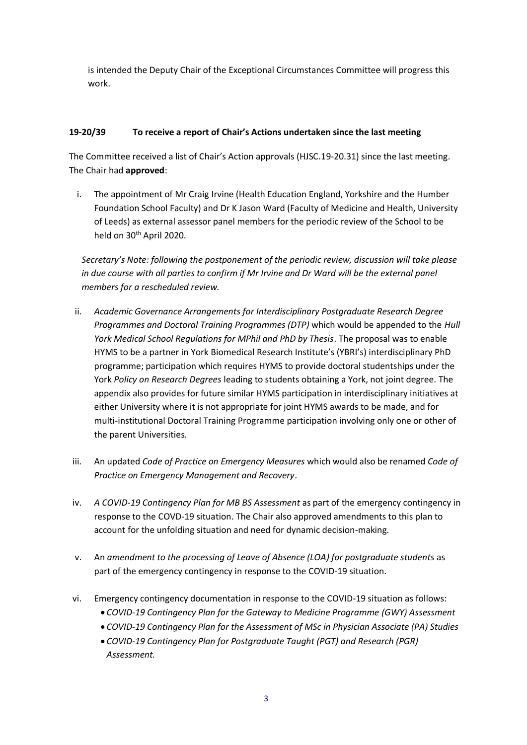is intended the Deputy Chair of the Exceptional Circumstances Committee will progress this work.

**19-20/39 To receive a report of Chair's Actions undertaken since the last meeting**

The Committee received a list of Chair's Action approvals (HJSC.19-20.31) since the last meeting. The Chair had **approved**:

i. The appointment of Mr Craig Irvine (Health Education England, Yorkshire and the Humber Foundation School Faculty) and Dr K Jason Ward (Faculty of Medicine and Health, University of Leeds) as external assessor panel members for the periodic review of the School to be held on 30th April 2020.

*Secretary's Note: following the postponement of the periodic review, discussion will take please in due course with all parties to confirm if Mr Irvine and Dr Ward will be the external panel members for a rescheduled review.*

ii. *Academic Governance Arrangements for Interdisciplinary Postgraduate Research Degree Programmes and Doctoral Training Programmes (DTP)* which would be appended to the *Hull York Medical School Regulations for MPhil and PhD by Thesis*. The proposal was to enable HYMS to be a partner in York Biomedical Research Institute's (YBRI's) interdisciplinary PhD programme; participation which requires HYMS to provide doctoral studentships under the York *Policy on Research Degrees* leading to students obtaining a York, not joint degree. The appendix also provides for future similar HYMS participation in interdisciplinary initiatives at either University where it is not appropriate for joint HYMS awards to be made, and for multi-institutional Doctoral Training Programme participation involving only one or other of the parent Universities.

iii. An updated *Code of Practice on Emergency Measures* which would also be renamed *Code of Practice on Emergency Management and Recovery*.

iv. *A COVID-19 Contingency Plan for MB BS Assessment* as part of the emergency contingency in response to the COVD-19 situation. The Chair also approved amendments to this plan to account for the unfolding situation and need for dynamic decision-making.

v. An *amendment to the processing of Leave of Absence (LOA) for postgraduate students* as part of the emergency contingency in response to the COVID-19 situation.

vi. Emergency contingency documentation in response to the COVID-19 situation as follows:
   - *COVID-19 Contingency Plan for the Gateway to Medicine Programme (GWY) Assessment*
   - *COVID-19 Contingency Plan for the Assessment of MSc in Physician Associate (PA) Studies*
   - *COVID-19 Contingency Plan for Postgraduate Taught (PGT) and Research (PGR) Assessment.*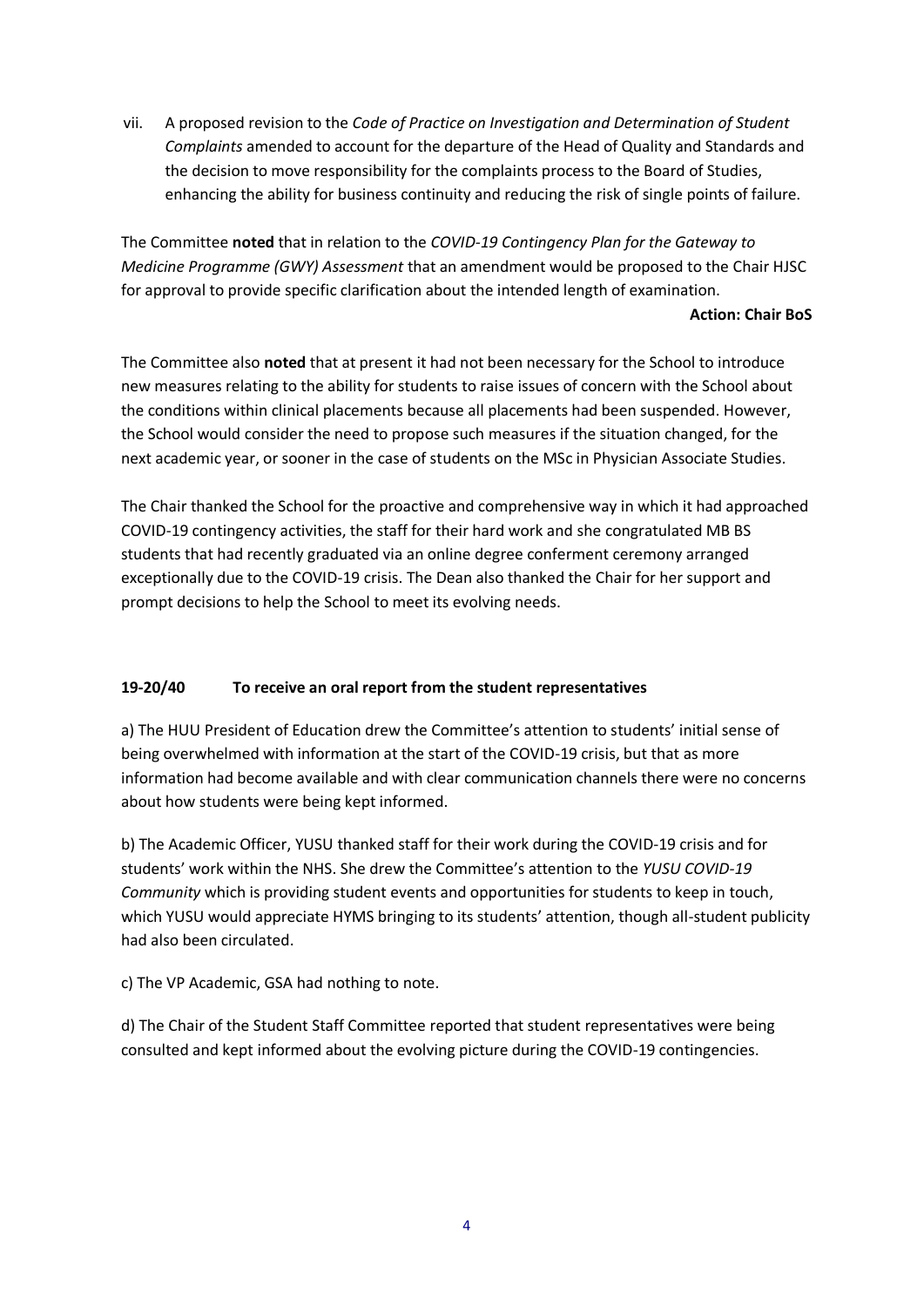vii. A proposed revision to the *Code of Practice on Investigation and Determination of Student Complaints* amended to account for the departure of the Head of Quality and Standards and the decision to move responsibility for the complaints process to the Board of Studies, enhancing the ability for business continuity and reducing the risk of single points of failure.

The Committee **noted** that in relation to the *COVID-19 Contingency Plan for the Gateway to Medicine Programme (GWY) Assessment* that an amendment would be proposed to the Chair HJSC for approval to provide specific clarification about the intended length of examination.

**Action: Chair BoS**

The Committee also **noted** that at present it had not been necessary for the School to introduce new measures relating to the ability for students to raise issues of concern with the School about the conditions within clinical placements because all placements had been suspended. However, the School would consider the need to propose such measures if the situation changed, for the next academic year, or sooner in the case of students on the MSc in Physician Associate Studies.

The Chair thanked the School for the proactive and comprehensive way in which it had approached COVID-19 contingency activities, the staff for their hard work and she congratulated MB BS students that had recently graduated via an online degree conferment ceremony arranged exceptionally due to the COVID-19 crisis. The Dean also thanked the Chair for her support and prompt decisions to help the School to meet its evolving needs.

### 19-20/40 To receive an oral report from the student representatives

a) The HUU President of Education drew the Committee's attention to students' initial sense of being overwhelmed with information at the start of the COVID-19 crisis, but that as more information had become available and with clear communication channels there were no concerns about how students were being kept informed.

b) The Academic Officer, YUSU thanked staff for their work during the COVID-19 crisis and for students' work within the NHS. She drew the Committee's attention to the *YUSU COVID-19 Community* which is providing student events and opportunities for students to keep in touch, which YUSU would appreciate HYMS bringing to its students' attention, though all-student publicity had also been circulated.

c) The VP Academic, GSA had nothing to note.

d) The Chair of the Student Staff Committee reported that student representatives were being consulted and kept informed about the evolving picture during the COVID-19 contingencies.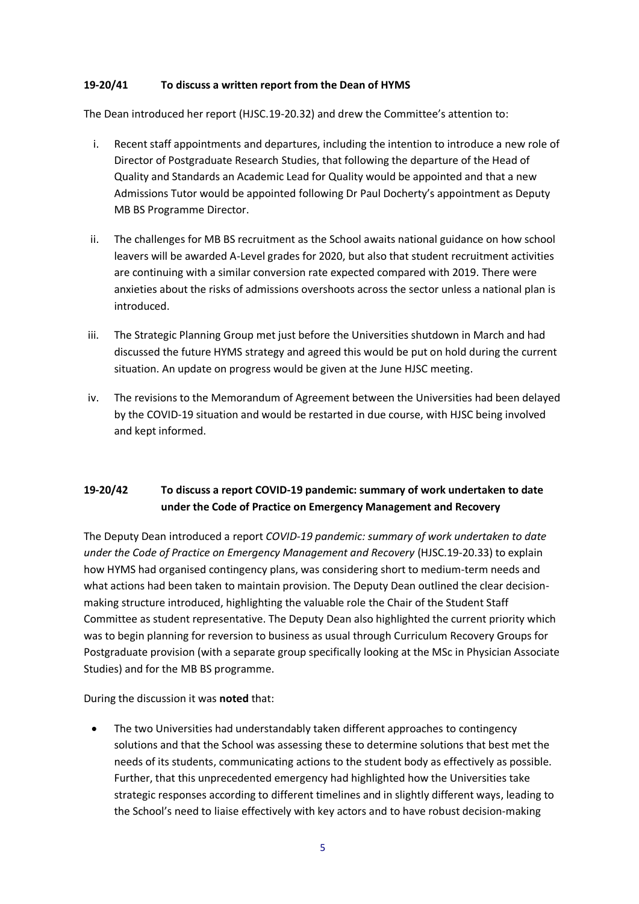### 19-20/41 To discuss a written report from the Dean of HYMS

The Dean introduced her report (HJSC.19-20.32) and drew the Committee's attention to:

i. Recent staff appointments and departures, including the intention to introduce a new role of Director of Postgraduate Research Studies, that following the departure of the Head of Quality and Standards an Academic Lead for Quality would be appointed and that a new Admissions Tutor would be appointed following Dr Paul Docherty's appointment as Deputy MB BS Programme Director.

ii. The challenges for MB BS recruitment as the School awaits national guidance on how school leavers will be awarded A-Level grades for 2020, but also that student recruitment activities are continuing with a similar conversion rate expected compared with 2019. There were anxieties about the risks of admissions overshoots across the sector unless a national plan is introduced.

iii. The Strategic Planning Group met just before the Universities shutdown in March and had discussed the future HYMS strategy and agreed this would be put on hold during the current situation. An update on progress would be given at the June HJSC meeting.

iv. The revisions to the Memorandum of Agreement between the Universities had been delayed by the COVID-19 situation and would be restarted in due course, with HJSC being involved and kept informed.

### 19-20/42 To discuss a report COVID-19 pandemic: summary of work undertaken to date under the Code of Practice on Emergency Management and Recovery

The Deputy Dean introduced a report *COVID-19 pandemic: summary of work undertaken to date under the Code of Practice on Emergency Management and Recovery* (HJSC.19-20.33) to explain how HYMS had organised contingency plans, was considering short to medium-term needs and what actions had been taken to maintain provision. The Deputy Dean outlined the clear decision-making structure introduced, highlighting the valuable role the Chair of the Student Staff Committee as student representative. The Deputy Dean also highlighted the current priority which was to begin planning for reversion to business as usual through Curriculum Recovery Groups for Postgraduate provision (with a separate group specifically looking at the MSc in Physician Associate Studies) and for the MB BS programme.

During the discussion it was **noted** that:

- The two Universities had understandably taken different approaches to contingency solutions and that the School was assessing these to determine solutions that best met the needs of its students, communicating actions to the student body as effectively as possible. Further, that this unprecedented emergency had highlighted how the Universities take strategic responses according to different timelines and in slightly different ways, leading to the School's need to liaise effectively with key actors and to have robust decision-making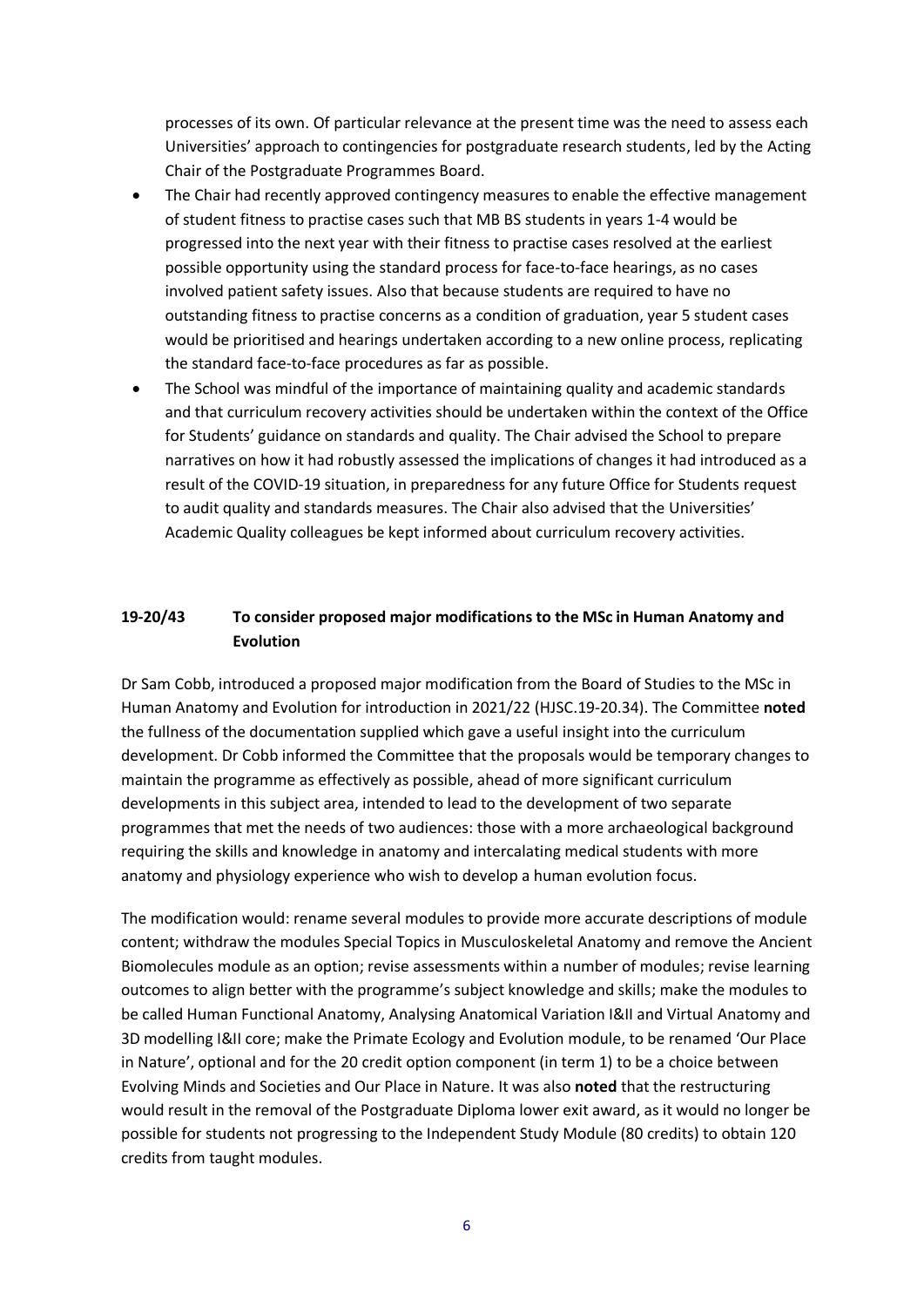processes of its own. Of particular relevance at the present time was the need to assess each Universities' approach to contingencies for postgraduate research students, led by the Acting Chair of the Postgraduate Programmes Board.

- The Chair had recently approved contingency measures to enable the effective management of student fitness to practise cases such that MB BS students in years 1-4 would be progressed into the next year with their fitness to practise cases resolved at the earliest possible opportunity using the standard process for face-to-face hearings, as no cases involved patient safety issues. Also that because students are required to have no outstanding fitness to practise concerns as a condition of graduation, year 5 student cases would be prioritised and hearings undertaken according to a new online process, replicating the standard face-to-face procedures as far as possible.
- The School was mindful of the importance of maintaining quality and academic standards and that curriculum recovery activities should be undertaken within the context of the Office for Students' guidance on standards and quality. The Chair advised the School to prepare narratives on how it had robustly assessed the implications of changes it had introduced as a result of the COVID-19 situation, in preparedness for any future Office for Students request to audit quality and standards measures. The Chair also advised that the Universities' Academic Quality colleagues be kept informed about curriculum recovery activities.

### 19-20/43 To consider proposed major modifications to the MSc in Human Anatomy and Evolution

Dr Sam Cobb, introduced a proposed major modification from the Board of Studies to the MSc in Human Anatomy and Evolution for introduction in 2021/22 (HJSC.19-20.34). The Committee **noted** the fullness of the documentation supplied which gave a useful insight into the curriculum development. Dr Cobb informed the Committee that the proposals would be temporary changes to maintain the programme as effectively as possible, ahead of more significant curriculum developments in this subject area, intended to lead to the development of two separate programmes that met the needs of two audiences: those with a more archaeological background requiring the skills and knowledge in anatomy and intercalating medical students with more anatomy and physiology experience who wish to develop a human evolution focus.

The modification would: rename several modules to provide more accurate descriptions of module content; withdraw the modules Special Topics in Musculoskeletal Anatomy and remove the Ancient Biomolecules module as an option; revise assessments within a number of modules; revise learning outcomes to align better with the programme's subject knowledge and skills; make the modules to be called Human Functional Anatomy, Analysing Anatomical Variation I&II and Virtual Anatomy and 3D modelling I&II core; make the Primate Ecology and Evolution module, to be renamed 'Our Place in Nature', optional and for the 20 credit option component (in term 1) to be a choice between Evolving Minds and Societies and Our Place in Nature. It was also **noted** that the restructuring would result in the removal of the Postgraduate Diploma lower exit award, as it would no longer be possible for students not progressing to the Independent Study Module (80 credits) to obtain 120 credits from taught modules.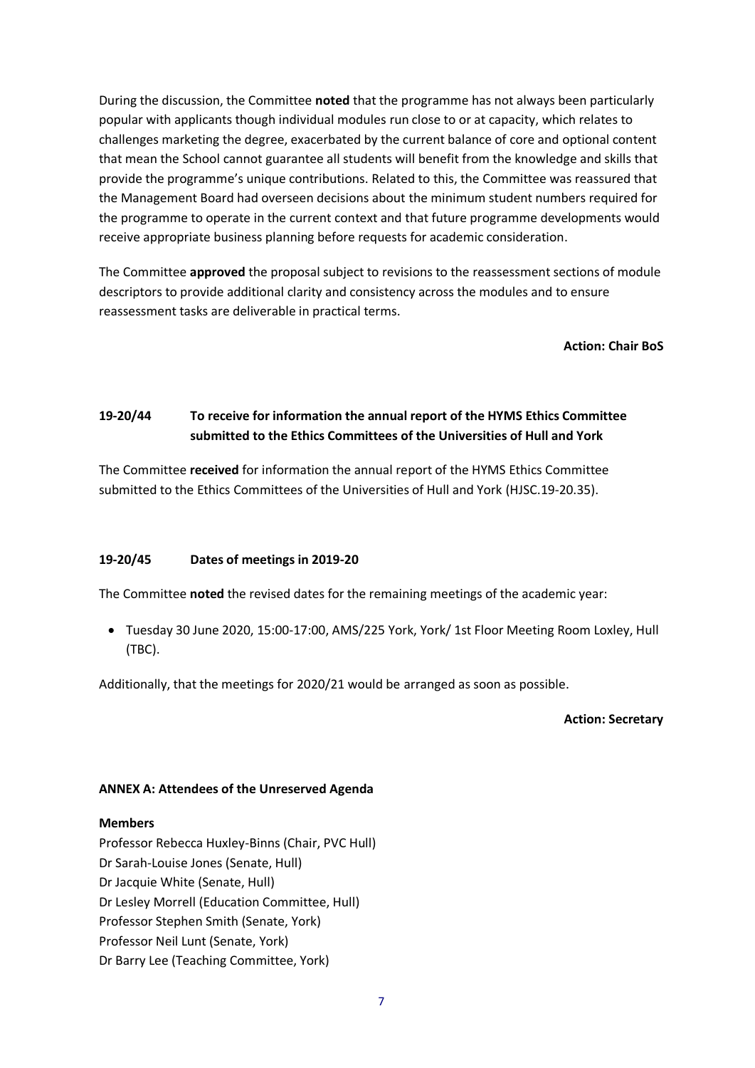During the discussion, the Committee **noted** that the programme has not always been particularly popular with applicants though individual modules run close to or at capacity, which relates to challenges marketing the degree, exacerbated by the current balance of core and optional content that mean the School cannot guarantee all students will benefit from the knowledge and skills that provide the programme's unique contributions. Related to this, the Committee was reassured that the Management Board had overseen decisions about the minimum student numbers required for the programme to operate in the current context and that future programme developments would receive appropriate business planning before requests for academic consideration.

The Committee **approved** the proposal subject to revisions to the reassessment sections of module descriptors to provide additional clarity and consistency across the modules and to ensure reassessment tasks are deliverable in practical terms.

**Action: Chair BoS**

### 19-20/44 To receive for information the annual report of the HYMS Ethics Committee submitted to the Ethics Committees of the Universities of Hull and York

The Committee **received** for information the annual report of the HYMS Ethics Committee submitted to the Ethics Committees of the Universities of Hull and York (HJSC.19-20.35).

### 19-20/45 Dates of meetings in 2019-20

The Committee **noted** the revised dates for the remaining meetings of the academic year:

- Tuesday 30 June 2020, 15:00-17:00, AMS/225 York, York/ 1st Floor Meeting Room Loxley, Hull (TBC).

Additionally, that the meetings for 2020/21 would be arranged as soon as possible.

**Action: Secretary**

### ANNEX A: Attendees of the Unreserved Agenda

**Members**

Professor Rebecca Huxley-Binns (Chair, PVC Hull)
Dr Sarah-Louise Jones (Senate, Hull)
Dr Jacquie White (Senate, Hull)
Dr Lesley Morrell (Education Committee, Hull)
Professor Stephen Smith (Senate, York)
Professor Neil Lunt (Senate, York)
Dr Barry Lee (Teaching Committee, York)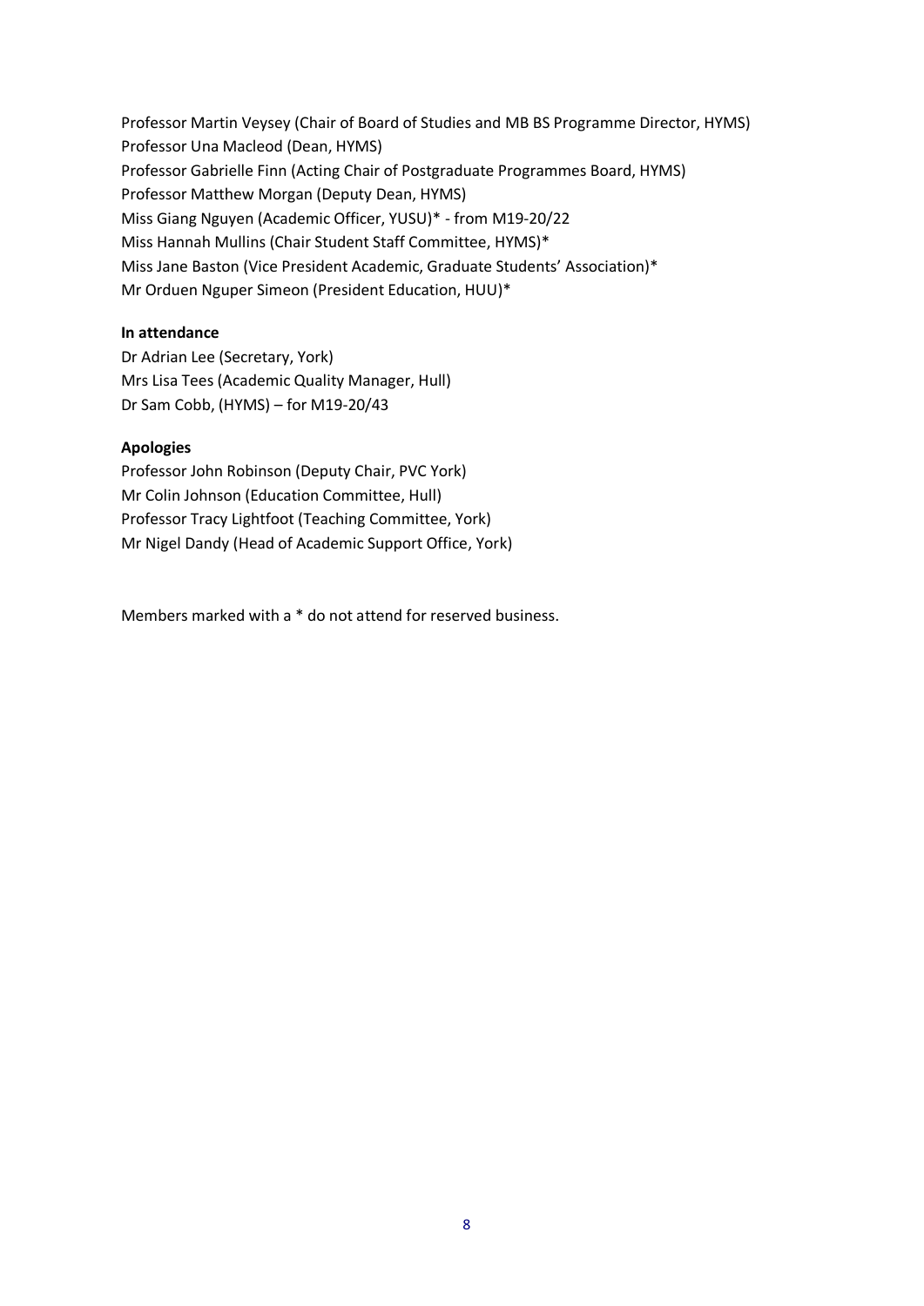Professor Martin Veysey (Chair of Board of Studies and MB BS Programme Director, HYMS)
Professor Una Macleod (Dean, HYMS)
Professor Gabrielle Finn (Acting Chair of Postgraduate Programmes Board, HYMS)
Professor Matthew Morgan (Deputy Dean, HYMS)
Miss Giang Nguyen (Academic Officer, YUSU)* - from M19-20/22
Miss Hannah Mullins (Chair Student Staff Committee, HYMS)*
Miss Jane Baston (Vice President Academic, Graduate Students' Association)*
Mr Orduen Nguper Simeon (President Education, HUU)*

**In attendance**

Dr Adrian Lee (Secretary, York)
Mrs Lisa Tees (Academic Quality Manager, Hull)
Dr Sam Cobb, (HYMS) – for M19-20/43

**Apologies**

Professor John Robinson (Deputy Chair, PVC York)
Mr Colin Johnson (Education Committee, Hull)
Professor Tracy Lightfoot (Teaching Committee, York)
Mr Nigel Dandy (Head of Academic Support Office, York)

Members marked with a * do not attend for reserved business.